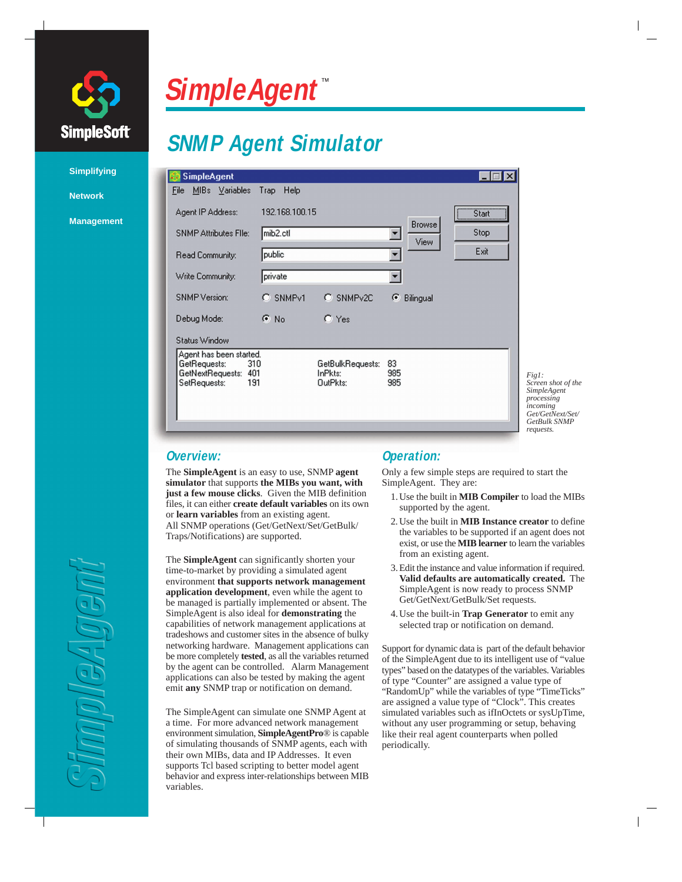SimpleSoft

Simplifying

Network

Management

# SimpleAgent™

## SNMP Agent Simulator

*Fig1: Screen shot of the SimpleAgent processing incoming Get/GetNext/Set/GetBulk SNMP requests.*

### Overview:

The **SimpleAgent** is an easy to use, SNMP **agent simulator** that supports **the MIBs you want, with just a few mouse clicks**. Given the MIB definition files, it can either **create default variables** on its own or **learn variables** from an existing agent. All SNMP operations (Get/GetNext/Set/GetBulk/Traps/Notifications) are supported.

The **SimpleAgent** can significantly shorten your time-to-market by providing a simulated agent environment **that supports network management application development**, even while the agent to be managed is partially implemented or absent. The SimpleAgent is also ideal for **demonstrating** the capabilities of network management applications at tradeshows and customer sites in the absence of bulky networking hardware. Management applications can be more completely **tested**, as all the variables returned by the agent can be controlled. Alarm Management applications can also be tested by making the agent emit **any** SNMP trap or notification on demand.

The SimpleAgent can simulate one SNMP Agent at a time. For more advanced network management environment simulation, **SimpleAgentPro**® is capable of simulating thousands of SNMP agents, each with their own MIBs, data and IP Addresses. It even supports Tcl based scripting to better model agent behavior and express inter-relationships between MIB variables.

### Operation:

Only a few simple steps are required to start the SimpleAgent. They are:

1. Use the built in **MIB Compiler** to load the MIBs supported by the agent.
2. Use the built in **MIB Instance creator** to define the variables to be supported if an agent does not exist, or use the **MIB learner** to learn the variables from an existing agent.
3. Edit the instance and value information if required. **Valid defaults are automatically created.** The SimpleAgent is now ready to process SNMP Get/GetNext/GetBulk/Set requests.
4. Use the built-in **Trap Generator** to emit any selected trap or notification on demand.

Support for dynamic data is part of the default behavior of the SimpleAgent due to its intelligent use of "value types" based on the datatypes of the variables. Variables of type "Counter" are assigned a value type of "RandomUp" while the variables of type "TimeTicks" are assigned a value type of "Clock". This creates simulated variables such as ifInOctets or sysUpTime, without any user programming or setup, behaving like their real agent counterparts when polled periodically.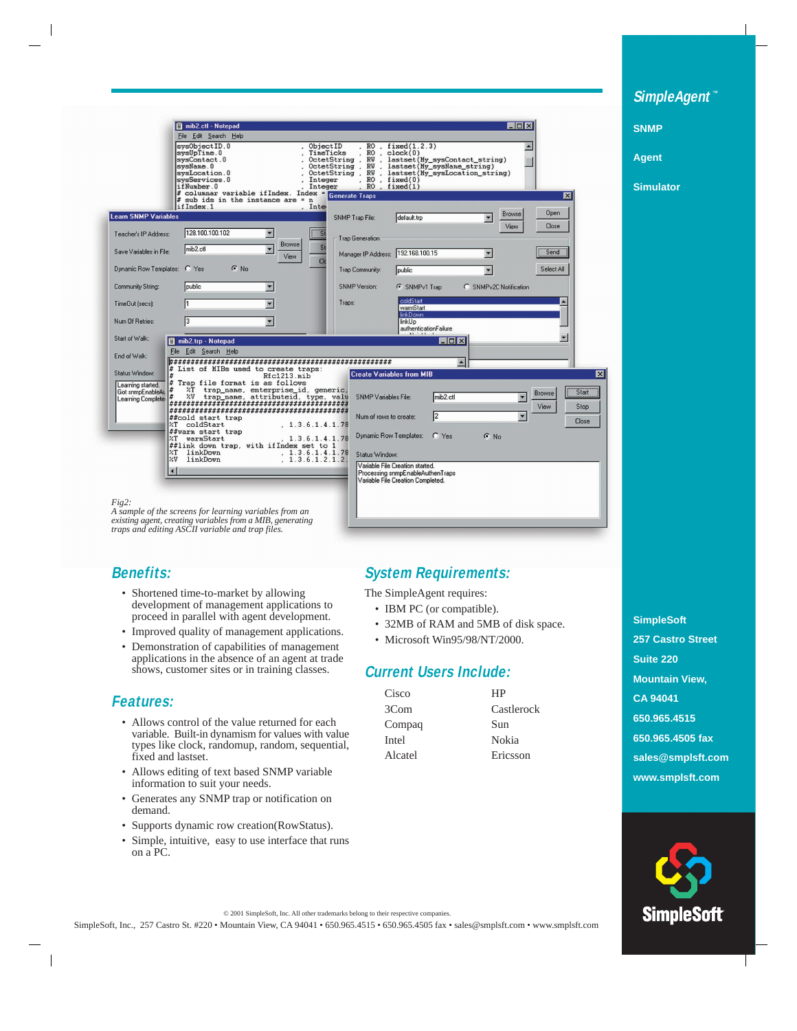Fig2:
*A sample of the screens for learning variables from an existing agent, creating variables from a MIB, generating traps and editing ASCII variable and trap files.*

## Benefits:

- Shortened time-to-market by allowing development of management applications to proceed in parallel with agent development.
- Improved quality of management applications.
- Demonstration of capabilities of management applications in the absence of an agent at trade shows, customer sites or in training classes.

## Features:

- Allows control of the value returned for each variable. Built-in dynamism for values with value types like clock, randomup, random, sequential, fixed and lastset.
- Allows editing of text based SNMP variable information to suit your needs.
- Generates any SNMP trap or notification on demand.
- Supports dynamic row creation(RowStatus).
- Simple, intuitive, easy to use interface that runs on a PC.

## System Requirements:

The SimpleAgent requires:

- IBM PC (or compatible).
- 32MB of RAM and 5MB of disk space.
- Microsoft Win95/98/NT/2000.

## Current Users Include:

| | |
|---|---|
| Cisco | HP |
| 3Com | Castlerock |
| Compaq | Sun |
| Intel | Nokia |
| Alcatel | Ericsson |

**SimpleAgent™**

**SNMP**

**Agent**

**Simulator**

**SimpleSoft**
**257 Castro Street**
**Suite 220**
**Mountain View,**
**CA 94041**
**650.965.4515**
**650.965.4505 fax**
**sales@smplsft.com**
**www.smplsft.com**

**SimpleSoft**

© 2001 SimpleSoft, Inc. All other trademarks belong to their respective companies.

SimpleSoft, Inc., 257 Castro St. #220 • Mountain View, CA 94041 • 650.965.4515 • 650.965.4505 fax • sales@smplsft.com • www.smplsft.com